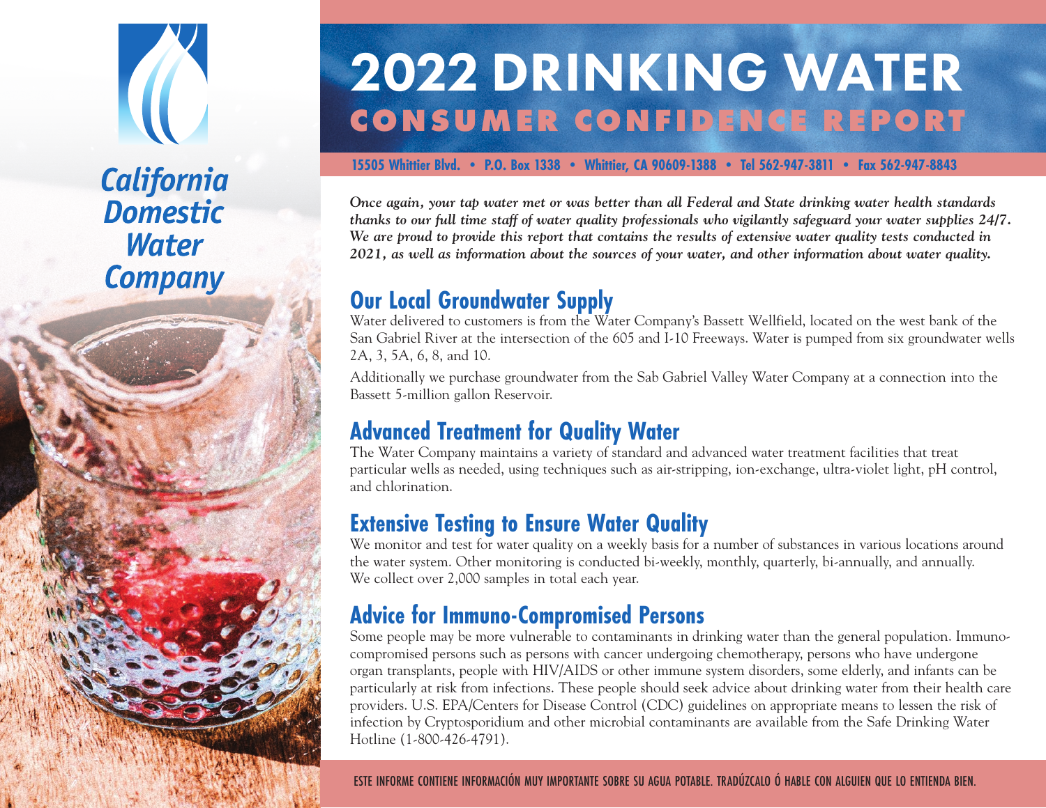California Domestic Water Company

# 2022 DRINKING WATER
## CONSUMER CONFIDENCE REPORT

**15505 Whittier Blvd. • P.O. Box 1338 • Whittier, CA 90609-1388 • Tel 562-947-3811 • Fax 562-947-8843**

***Once again, your tap water met or was better than all Federal and State drinking water health standards thanks to our full time staff of water quality professionals who vigilantly safeguard your water supplies 24/7. We are proud to provide this report that contains the results of extensive water quality tests conducted in 2021, as well as information about the sources of your water, and other information about water quality.***

## Our Local Groundwater Supply

Water delivered to customers is from the Water Company's Bassett Wellfield, located on the west bank of the San Gabriel River at the intersection of the 605 and I-10 Freeways. Water is pumped from six groundwater wells 2A, 3, 5A, 6, 8, and 10.

Additionally we purchase groundwater from the Sab Gabriel Valley Water Company at a connection into the Bassett 5-million gallon Reservoir.

## Advanced Treatment for Quality Water

The Water Company maintains a variety of standard and advanced water treatment facilities that treat particular wells as needed, using techniques such as air-stripping, ion-exchange, ultra-violet light, pH control, and chlorination.

## Extensive Testing to Ensure Water Quality

We monitor and test for water quality on a weekly basis for a number of substances in various locations around the water system. Other monitoring is conducted bi-weekly, monthly, quarterly, bi-annually, and annually. We collect over 2,000 samples in total each year.

## Advice for Immuno-Compromised Persons

Some people may be more vulnerable to contaminants in drinking water than the general population. Immuno-compromised persons such as persons with cancer undergoing chemotherapy, persons who have undergone organ transplants, people with HIV/AIDS or other immune system disorders, some elderly, and infants can be particularly at risk from infections. These people should seek advice about drinking water from their health care providers. U.S. EPA/Centers for Disease Control (CDC) guidelines on appropriate means to lessen the risk of infection by Cryptosporidium and other microbial contaminants are available from the Safe Drinking Water Hotline (1-800-426-4791).

ESTE INFORME CONTIENE INFORMACIÓN MUY IMPORTANTE SOBRE SU AGUA POTABLE. TRADÚZCALO Ó HABLE CON ALGUIEN QUE LO ENTIENDA BIEN.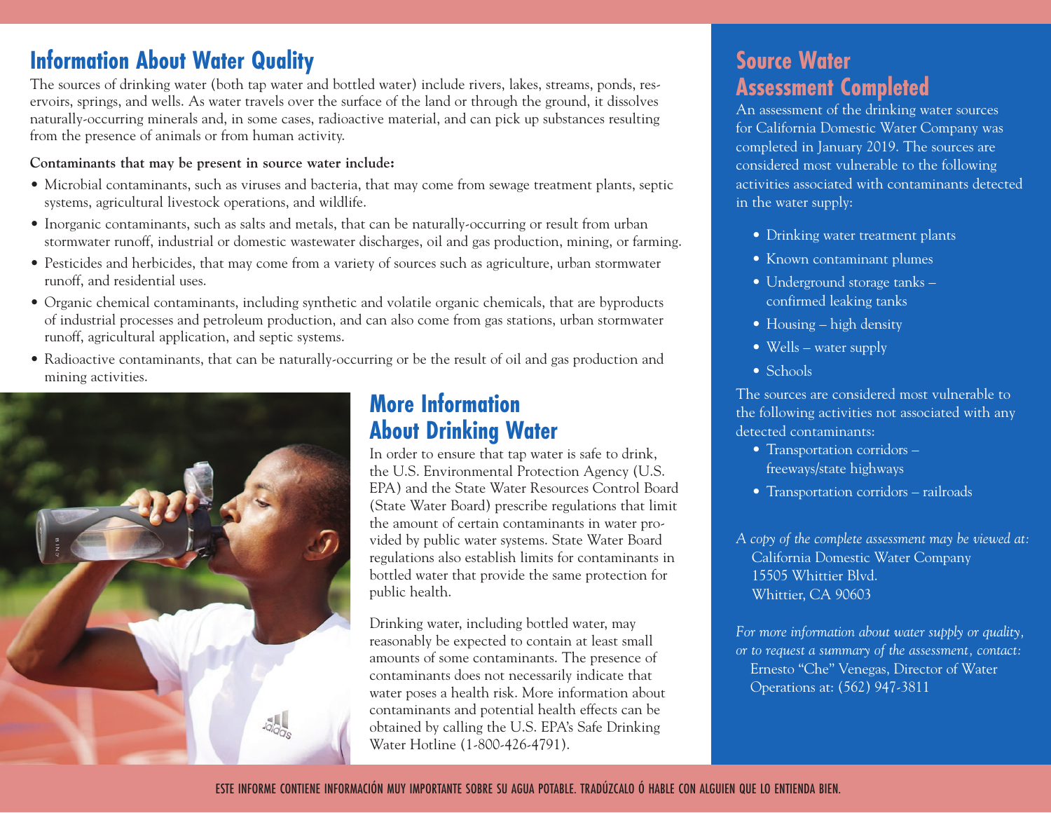## Information About Water Quality

The sources of drinking water (both tap water and bottled water) include rivers, lakes, streams, ponds, reservoirs, springs, and wells. As water travels over the surface of the land or through the ground, it dissolves naturally-occurring minerals and, in some cases, radioactive material, and can pick up substances resulting from the presence of animals or from human activity.

**Contaminants that may be present in source water include:**

- Microbial contaminants, such as viruses and bacteria, that may come from sewage treatment plants, septic systems, agricultural livestock operations, and wildlife.
- Inorganic contaminants, such as salts and metals, that can be naturally-occurring or result from urban stormwater runoff, industrial or domestic wastewater discharges, oil and gas production, mining, or farming.
- Pesticides and herbicides, that may come from a variety of sources such as agriculture, urban stormwater runoff, and residential uses.
- Organic chemical contaminants, including synthetic and volatile organic chemicals, that are byproducts of industrial processes and petroleum production, and can also come from gas stations, urban stormwater runoff, agricultural application, and septic systems.
- Radioactive contaminants, that can be naturally-occurring or be the result of oil and gas production and mining activities.

## More Information About Drinking Water

In order to ensure that tap water is safe to drink, the U.S. Environmental Protection Agency (U.S. EPA) and the State Water Resources Control Board (State Water Board) prescribe regulations that limit the amount of certain contaminants in water provided by public water systems. State Water Board regulations also establish limits for contaminants in bottled water that provide the same protection for public health.

Drinking water, including bottled water, may reasonably be expected to contain at least small amounts of some contaminants. The presence of contaminants does not necessarily indicate that water poses a health risk. More information about contaminants and potential health effects can be obtained by calling the U.S. EPA's Safe Drinking Water Hotline (1-800-426-4791).

## Source Water Assessment Completed

An assessment of the drinking water sources for California Domestic Water Company was completed in January 2019. The sources are considered most vulnerable to the following activities associated with contaminants detected in the water supply:

- Drinking water treatment plants
- Known contaminant plumes
- Underground storage tanks – confirmed leaking tanks
- Housing – high density
- Wells – water supply
- Schools

The sources are considered most vulnerable to the following activities not associated with any detected contaminants:

- Transportation corridors – freeways/state highways
- Transportation corridors – railroads

*A copy of the complete assessment may be viewed at:*
California Domestic Water Company
15505 Whittier Blvd.
Whittier, CA 90603

*For more information about water supply or quality, or to request a summary of the assessment, contact:*
Ernesto "Che" Venegas, Director of Water Operations at: (562) 947-3811

ESTE INFORME CONTIENE INFORMACIÓN MUY IMPORTANTE SOBRE SU AGUA POTABLE. TRADÚZCALO Ó HABLE CON ALGUIEN QUE LO ENTIENDA BIEN.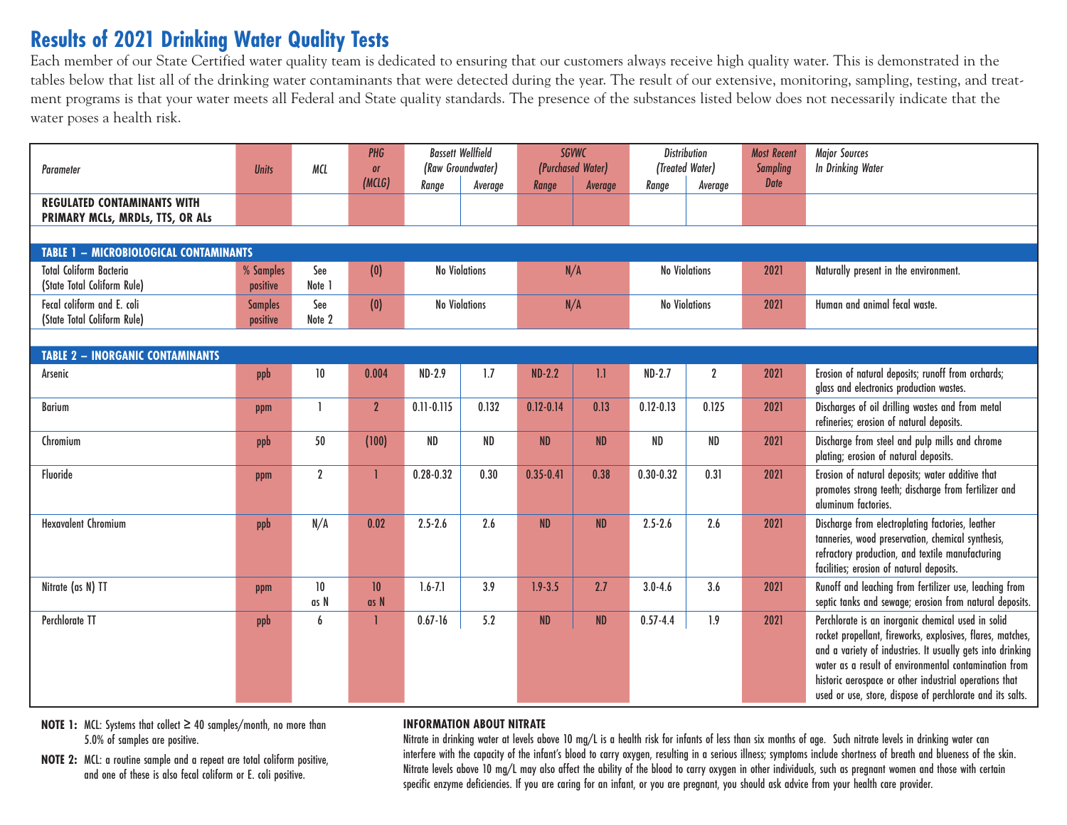# Results of 2021 Drinking Water Quality Tests

Each member of our State Certified water quality team is dedicated to ensuring that our customers always receive high quality water. This is demonstrated in the tables below that list all of the drinking water contaminants that were detected during the year. The result of our extensive, monitoring, sampling, testing, and treatment programs is that your water meets all Federal and State quality standards. The presence of the substances listed below does not necessarily indicate that the water poses a health risk.

| *Parameter* | *Units* | *MCL* | *PHG or (MCLG)* | *Bassett Wellfield (Raw Groundwater)* | | *SGVWC (Purchased Water)* | | *Distribution (Treated Water)* | | *Most Recent Sampling Date* | *Major Sources In Drinking Water* |
|---|---|---|---|---|---|---|---|---|---|---|---|
| | | | | *Range* | *Average* | *Range* | *Average* | *Range* | *Average* | | |
| **REGULATED CONTAMINANTS WITH PRIMARY MCLs, MRDLs, TTS, OR ALs** | | | | | | | | | | | |
| **TABLE 1 – MICROBIOLOGICAL CONTAMINANTS** | | | | | | | | | | | |
| Total Coliform Bacteria (State Total Coliform Rule) | % Samples positive | See Note 1 | (0) | No Violations | | N/A | | No Violations | | 2021 | Naturally present in the environment. |
| Fecal coliform and E. coli (State Total Coliform Rule) | Samples positive | See Note 2 | (0) | No Violations | | N/A | | No Violations | | 2021 | Human and animal fecal waste. |
| **TABLE 2 – INORGANIC CONTAMINANTS** | | | | | | | | | | | |
| Arsenic | ppb | 10 | 0.004 | ND-2.9 | 1.7 | ND-2.2 | 1.1 | ND-2.7 | 2 | 2021 | Erosion of natural deposits; runoff from orchards; glass and electronics production wastes. |
| Barium | ppm | 1 | 2 | 0.11-0.115 | 0.132 | 0.12-0.14 | 0.13 | 0.12-0.13 | 0.125 | 2021 | Discharges of oil drilling wastes and from metal refineries; erosion of natural deposits. |
| Chromium | ppb | 50 | (100) | ND | ND | ND | ND | ND | ND | 2021 | Discharge from steel and pulp mills and chrome plating; erosion of natural deposits. |
| Fluoride | ppm | 2 | 1 | 0.28-0.32 | 0.30 | 0.35-0.41 | 0.38 | 0.30-0.32 | 0.31 | 2021 | Erosion of natural deposits; water additive that promotes strong teeth; discharge from fertilizer and aluminum factories. |
| Hexavalent Chromium | ppb | N/A | 0.02 | 2.5-2.6 | 2.6 | ND | ND | 2.5-2.6 | 2.6 | 2021 | Discharge from electroplating factories, leather tanneries, wood preservation, chemical synthesis, refractory production, and textile manufacturing facilities; erosion of natural deposits. |
| Nitrate (as N) TT | ppm | 10 as N | 10 as N | 1.6-7.1 | 3.9 | 1.9-3.5 | 2.7 | 3.0-4.6 | 3.6 | 2021 | Runoff and leaching from fertilizer use, leaching from septic tanks and sewage; erosion from natural deposits. |
| Perchlorate TT | ppb | 6 | 1 | 0.67-16 | 5.2 | ND | ND | 0.57-4.4 | 1.9 | 2021 | Perchlorate is an inorganic chemical used in solid rocket propellant, fireworks, explosives, flares, matches, and a variety of industries. It usually gets into drinking water as a result of environmental contamination from historic aerospace or other industrial operations that used or use, store, dispose of perchlorate and its salts. |

**NOTE 1:** MCL: Systems that collect ≥ 40 samples/month, no more than 5.0% of samples are positive.

**NOTE 2:** MCL: a routine sample and a repeat are total coliform positive, and one of these is also fecal coliform or E. coli positive.

**INFORMATION ABOUT NITRATE**

Nitrate in drinking water at levels above 10 mg/L is a health risk for infants of less than six months of age. Such nitrate levels in drinking water can interfere with the capacity of the infant's blood to carry oxygen, resulting in a serious illness; symptoms include shortness of breath and blueness of the skin. Nitrate levels above 10 mg/L may also affect the ability of the blood to carry oxygen in other individuals, such as pregnant women and those with certain specific enzyme deficiencies. If you are caring for an infant, or you are pregnant, you should ask advice from your health care provider.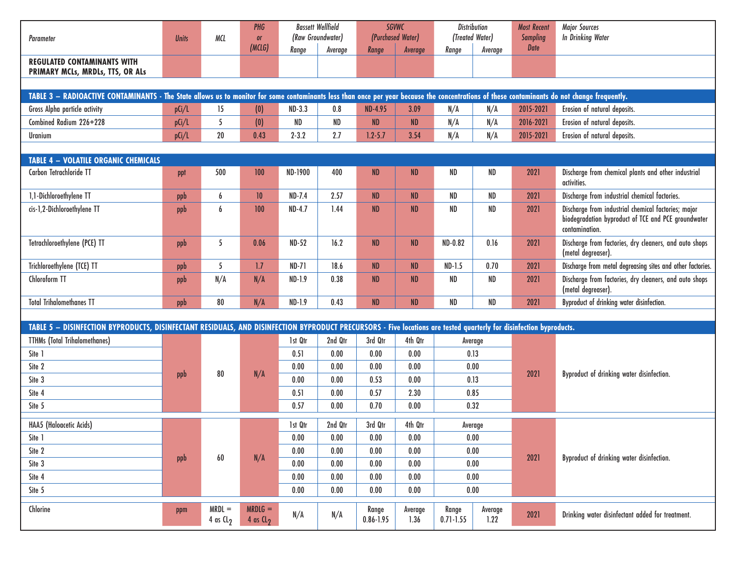| Parameter | Units | MCL | PHG or (MCLG) | Bassett Wellfield (Raw Groundwater) Range | Bassett Wellfield (Raw Groundwater) Average | SGVWC (Purchased Water) Range | SGVWC (Purchased Water) Average | Distribution (Treated Water) Range | Distribution (Treated Water) Average | Most Recent Sampling Date | Major Sources In Drinking Water |
|---|---|---|---|---|---|---|---|---|---|---|---|
| **REGULATED CONTAMINANTS WITH PRIMARY MCLs, MRDLs, TTS, OR ALs** | | | | | | | | | | | |
| **TABLE 3 – RADIOACTIVE CONTAMINANTS** - The State allows us to monitor for some contaminants less than once per year because the concentrations of these contaminants do not change frequently. | | | | | | | | | | | |
| Gross Alpha particle activity | pCi/L | 15 | (0) | ND-3.3 | 0.8 | ND-4.95 | 3.09 | N/A | N/A | 2015-2021 | Erosion of natural deposits. |
| Combined Radium 226+228 | pCi/L | 5 | (0) | ND | ND | ND | ND | N/A | N/A | 2016-2021 | Erosion of natural deposits. |
| Uranium | pCi/L | 20 | 0.43 | 2-3.2 | 2.7 | 1.2-5.7 | 3.54 | N/A | N/A | 2015-2021 | Erosion of natural deposits. |
| **TABLE 4 – VOLATILE ORGANIC CHEMICALS** | | | | | | | | | | | |
| Carbon Tetrachloride TT | ppt | 500 | 100 | ND-1900 | 400 | ND | ND | ND | ND | 2021 | Discharge from chemical plants and other industrial activities. |
| 1,1-Dichloroethylene TT | ppb | 6 | 10 | ND-7.4 | 2.57 | ND | ND | ND | ND | 2021 | Discharge from industrial chemical factories. |
| cis-1,2-Dichloroethylene TT | ppb | 6 | 100 | ND-4.7 | 1.44 | ND | ND | ND | ND | 2021 | Discharge from industrial chemical factories; major biodegradation byproduct of TCE and PCE groundwater contamination. |
| Tetrachloroethylene (PCE) TT | ppb | 5 | 0.06 | ND-52 | 16.2 | ND | ND | ND-0.82 | 0.16 | 2021 | Discharge from factories, dry cleaners, and auto shops (metal degreaser). |
| Trichloroethylene (TCE) TT | ppb | 5 | 1.7 | ND-71 | 18.6 | ND | ND | ND-1.5 | 0.70 | 2021 | Discharge from metal degreasing sites and other factories. |
| Chloroform TT | ppb | N/A | N/A | ND-1.9 | 0.38 | ND | ND | ND | ND | 2021 | Discharge from factories, dry cleaners, and auto shops (metal degreaser). |
| Total Trihalomethanes TT | ppb | 80 | N/A | ND-1.9 | 0.43 | ND | ND | ND | ND | 2021 | Byproduct of drinking water disinfection. |
| **TABLE 5 – DISINFECTION BYPRODUCTS, DISINFECTANT RESIDUALS, AND DISINFECTION BYPRODUCT PRECURSORS** - Five locations are tested quarterly for disinfection byproducts. | | | | | | | | | | | |
| TTHMs (Total Trihalomethanes) | ppb | 80 | N/A | 1st Qtr | 2nd Qtr | 3rd Qtr | 4th Qtr | Average | | 2021 | Byproduct of drinking water disinfection. |
| Site 1 | | | | 0.51 | 0.00 | 0.00 | 0.00 | 0.13 | | | |
| Site 2 | | | | 0.00 | 0.00 | 0.00 | 0.00 | 0.00 | | | |
| Site 3 | | | | 0.00 | 0.00 | 0.53 | 0.00 | 0.13 | | | |
| Site 4 | | | | 0.51 | 0.00 | 0.57 | 2.30 | 0.85 | | | |
| Site 5 | | | | 0.57 | 0.00 | 0.70 | 0.00 | 0.32 | | | |
| HAA5 (Haloacetic Acids) | ppb | 60 | N/A | 1st Qtr | 2nd Qtr | 3rd Qtr | 4th Qtr | Average | | 2021 | Byproduct of drinking water disinfection. |
| Site 1 | | | | 0.00 | 0.00 | 0.00 | 0.00 | 0.00 | | | |
| Site 2 | | | | 0.00 | 0.00 | 0.00 | 0.00 | 0.00 | | | |
| Site 3 | | | | 0.00 | 0.00 | 0.00 | 0.00 | 0.00 | | | |
| Site 4 | | | | 0.00 | 0.00 | 0.00 | 0.00 | 0.00 | | | |
| Site 5 | | | | 0.00 | 0.00 | 0.00 | 0.00 | 0.00 | | | |
| Chlorine | ppm | MRDL = 4 as $Cl_2$ | MRDLG = 4 as $Cl_2$ | N/A | N/A | Range 0.86-1.95 | Average 1.36 | Range 0.71-1.55 | Average 1.22 | 2021 | Drinking water disinfectant added for treatment. |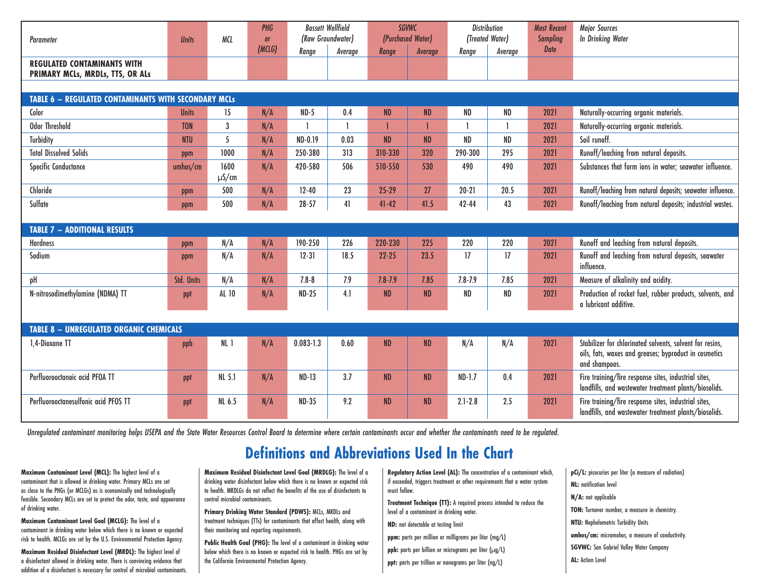| Parameter | Units | MCL | PHG or (MCLG) | Bassett Wellfield (Raw Groundwater) | | SGVWC (Purchased Water) | | Distribution (Treated Water) | | Most Recent Sampling Date | Major Sources In Drinking Water |
|---|---|---|---|---|---|---|---|---|---|---|---|
| | | | | Range | Average | Range | Average | Range | Average | | |
| **REGULATED CONTAMINANTS WITH PRIMARY MCLs, MRDLs, TTS, OR ALs** | | | | | | | | | | | |
| **TABLE 6 – REGULATED CONTAMINANTS WITH SECONDARY MCLs** | | | | | | | | | | | |
| Color | Units | 15 | N/A | ND-5 | 0.4 | ND | ND | ND | ND | 2021 | Naturally-occurring organic materials. |
| Odor Threshold | TON | 3 | N/A | 1 | 1 | 1 | 1 | 1 | 1 | 2021 | Naturally-occurring organic materials. |
| Turbidity | NTU | 5 | N/A | ND-0.19 | 0.03 | ND | ND | ND | ND | 2021 | Soil runoff. |
| Total Dissolved Solids | ppm | 1000 | N/A | 250-380 | 313 | 310-330 | 320 | 290-300 | 295 | 2021 | Runoff/leaching from natural deposits. |
| Specific Conductance | umhos/cm | 1600 μS/cm | N/A | 420-580 | 506 | 510-550 | 530 | 490 | 490 | 2021 | Substances that form ions in water; seawater influence. |
| Chloride | ppm | 500 | N/A | 12-40 | 23 | 25-29 | 27 | 20-21 | 20.5 | 2021 | Runoff/leaching from natural deposits; seawater influence. |
| Sulfate | ppm | 500 | N/A | 28-57 | 41 | 41-42 | 41.5 | 42-44 | 43 | 2021 | Runoff/leaching from natural deposits; industrial wastes. |
| **TABLE 7 – ADDITIONAL RESULTS** | | | | | | | | | | | |
| Hardness | ppm | N/A | N/A | 190-250 | 226 | 220-230 | 225 | 220 | 220 | 2021 | Runoff and leaching from natural deposits. |
| Sodium | ppm | N/A | N/A | 12-31 | 18.5 | 22-25 | 23.5 | 17 | 17 | 2021 | Runoff and leaching from natural deposits, seawater influence. |
| pH | Std. Units | N/A | N/A | 7.8-8 | 7.9 | 7.8-7.9 | 7.85 | 7.8-7.9 | 7.85 | 2021 | Measure of alkalinity and acidity. |
| N-nitrosodimethylamine (NDMA) TT | ppt | AL 10 | N/A | ND-25 | 4.1 | ND | ND | ND | ND | 2021 | Production of rocket fuel, rubber products, solvents, and a lubricant additive. |
| **TABLE 8 – UNREGULATED ORGANIC CHEMICALS** | | | | | | | | | | | |
| 1,4-Dioxane TT | ppb | NL 1 | N/A | 0.083-1.3 | 0.60 | ND | ND | N/A | N/A | 2021 | Stabilizer for chlorinated solvents, solvent for resins, oils, fats, waxes and greases; byproduct in cosmetics and shampoos. |
| Perfluorooctanoic acid PFOA TT | ppt | NL 5.1 | N/A | ND-13 | 3.7 | ND | ND | ND-1.7 | 0.4 | 2021 | Fire training/fire response sites, industrial sites, landfills, and wastewater treatment plants/biosolids. |
| Perfluorooctanesulfonic acid PFOS TT | ppt | NL 6.5 | N/A | ND-35 | 9.2 | ND | ND | 2.1-2.8 | 2.5 | 2021 | Fire training/fire response sites, industrial sites, landfills, and wastewater treatment plants/biosolids. |

*Unregulated contaminant monitoring helps USEPA and the State Water Resources Control Board to determine where certain contaminants occur and whether the contaminants need to be regulated.*

## Definitions and Abbreviations Used In the Chart

**Maximum Contaminant Level (MCL):** The highest level of a contaminant that is allowed in drinking water. Primary MCLs are set as close to the PHGs (or MCLGs) as is economically and technologically feasible. Secondary MCLs are set to protect the odor, taste, and appearance of drinking water.

**Maximum Contaminant Level Goal (MCLG):** The level of a contaminant in drinking water below which there is no known or expected risk to health. MCLGs are set by the U.S. Environmental Protection Agency.

**Maximum Residual Disinfectant Level (MRDL):** The highest level of a disinfectant allowed in drinking water. There is convincing evidence that addition of a disinfectant is necessary for control of microbial contaminants.

**Maximum Residual Disinfectant Level Goal (MRDLG):** The level of a drinking water disinfectant below which there is no known or expected risk to health. MRDLGs do not reflect the benefits of the use of disinfectants to control microbial contaminants.

**Primary Drinking Water Standard (PDWS):** MCLs, MRDLs and treatment techniques (TTs) for contaminants that affect health, along with their monitoring and reporting requirements.

**Public Health Goal (PHG):** The level of a contaminant in drinking water below which there is no known or expected risk to health. PHGs are set by the California Environmental Protection Agency.

**Regulatory Action Level (AL):** The concentration of a contaminant which, if exceeded, triggers treatment or other requirements that a water system must follow.

**Treatment Technique (TT):** A required process intended to reduce the level of a contaminant in drinking water.

**ND:** not detectable at testing limit

**ppm:** parts per million or milligrams per liter (mg/L)

**ppb:** parts per billion or micrograms per liter (μg/L)

**ppt:** parts per trillion or nanograms per liter (ng/L)

**pCi/L:** picocuries per liter (a measure of radiation)

**NL:** notification level

**N/A:** not applicable

**TON:** Turnover number, a measure in chemistry.

**NTU:** Nephelometric Turbidity Units

**umhos/cm:** micromohos, a measure of conductivity.

**SGVWC:** San Gabriel Valley Water Company

**AL:** Action Level